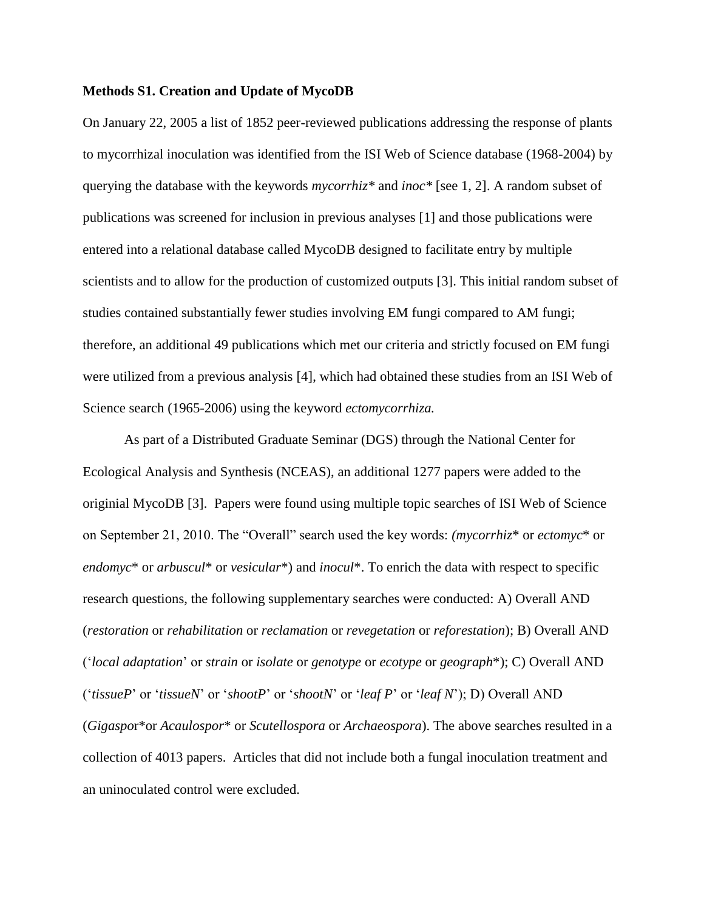**Methods S1. Creation and Update of MycoDB**

On January 22, 2005 a list of 1852 peer-reviewed publications addressing the response of plants to mycorrhizal inoculation was identified from the ISI Web of Science database (1968-2004) by querying the database with the keywords *mycorrhiz** and *inoc** [see 1, 2]. A random subset of publications was screened for inclusion in previous analyses [1] and those publications were entered into a relational database called MycoDB designed to facilitate entry by multiple scientists and to allow for the production of customized outputs [3]. This initial random subset of studies contained substantially fewer studies involving EM fungi compared to AM fungi; therefore, an additional 49 publications which met our criteria and strictly focused on EM fungi were utilized from a previous analysis [4], which had obtained these studies from an ISI Web of Science search (1965-2006) using the keyword *ectomycorrhiza.*

As part of a Distributed Graduate Seminar (DGS) through the National Center for Ecological Analysis and Synthesis (NCEAS), an additional 1277 papers were added to the originial MycoDB [3]. Papers were found using multiple topic searches of ISI Web of Science on September 21, 2010. The "Overall" search used the key words: *(mycorrhiz** or *ectomyc** or *endomyc** or *arbuscul** or *vesicular**) and *inocul**. To enrich the data with respect to specific research questions, the following supplementary searches were conducted: A) Overall AND (*restoration* or *rehabilitation* or *reclamation* or *revegetation* or *reforestation*); B) Overall AND ('*local adaptation*' or *strain* or *isolate* or *genotype* or *ecotype* or *geograph**); C) Overall AND ('*tissueP*' or '*tissueN*' or '*shootP*' or '*shootN*' or '*leaf P*' or '*leaf N*'); D) Overall AND (*Gigaspor**or *Acaulospor** or *Scutellospora* or *Archaeospora*). The above searches resulted in a collection of 4013 papers. Articles that did not include both a fungal inoculation treatment and an uninoculated control were excluded.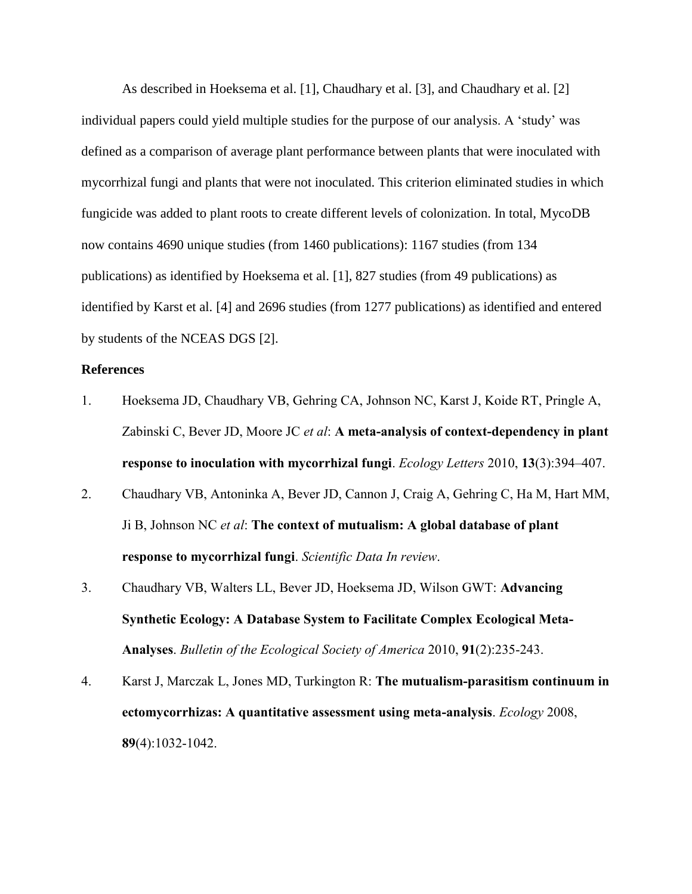As described in Hoeksema et al. [1], Chaudhary et al. [3], and Chaudhary et al. [2] individual papers could yield multiple studies for the purpose of our analysis. A 'study' was defined as a comparison of average plant performance between plants that were inoculated with mycorrhizal fungi and plants that were not inoculated. This criterion eliminated studies in which fungicide was added to plant roots to create different levels of colonization. In total, MycoDB now contains 4690 unique studies (from 1460 publications): 1167 studies (from 134 publications) as identified by Hoeksema et al. [1], 827 studies (from 49 publications) as identified by Karst et al. [4] and 2696 studies (from 1277 publications) as identified and entered by students of the NCEAS DGS [2].

**References**

1. Hoeksema JD, Chaudhary VB, Gehring CA, Johnson NC, Karst J, Koide RT, Pringle A, Zabinski C, Bever JD, Moore JC *et al*: **A meta-analysis of context-dependency in plant response to inoculation with mycorrhizal fungi**. *Ecology Letters* 2010, **13**(3):394–407.
2. Chaudhary VB, Antoninka A, Bever JD, Cannon J, Craig A, Gehring C, Ha M, Hart MM, Ji B, Johnson NC *et al*: **The context of mutualism: A global database of plant response to mycorrhizal fungi**. *Scientific Data In review*.
3. Chaudhary VB, Walters LL, Bever JD, Hoeksema JD, Wilson GWT: **Advancing Synthetic Ecology: A Database System to Facilitate Complex Ecological Meta-Analyses**. *Bulletin of the Ecological Society of America* 2010, **91**(2):235-243.
4. Karst J, Marczak L, Jones MD, Turkington R: **The mutualism-parasitism continuum in ectomycorrhizas: A quantitative assessment using meta-analysis**. *Ecology* 2008, **89**(4):1032-1042.